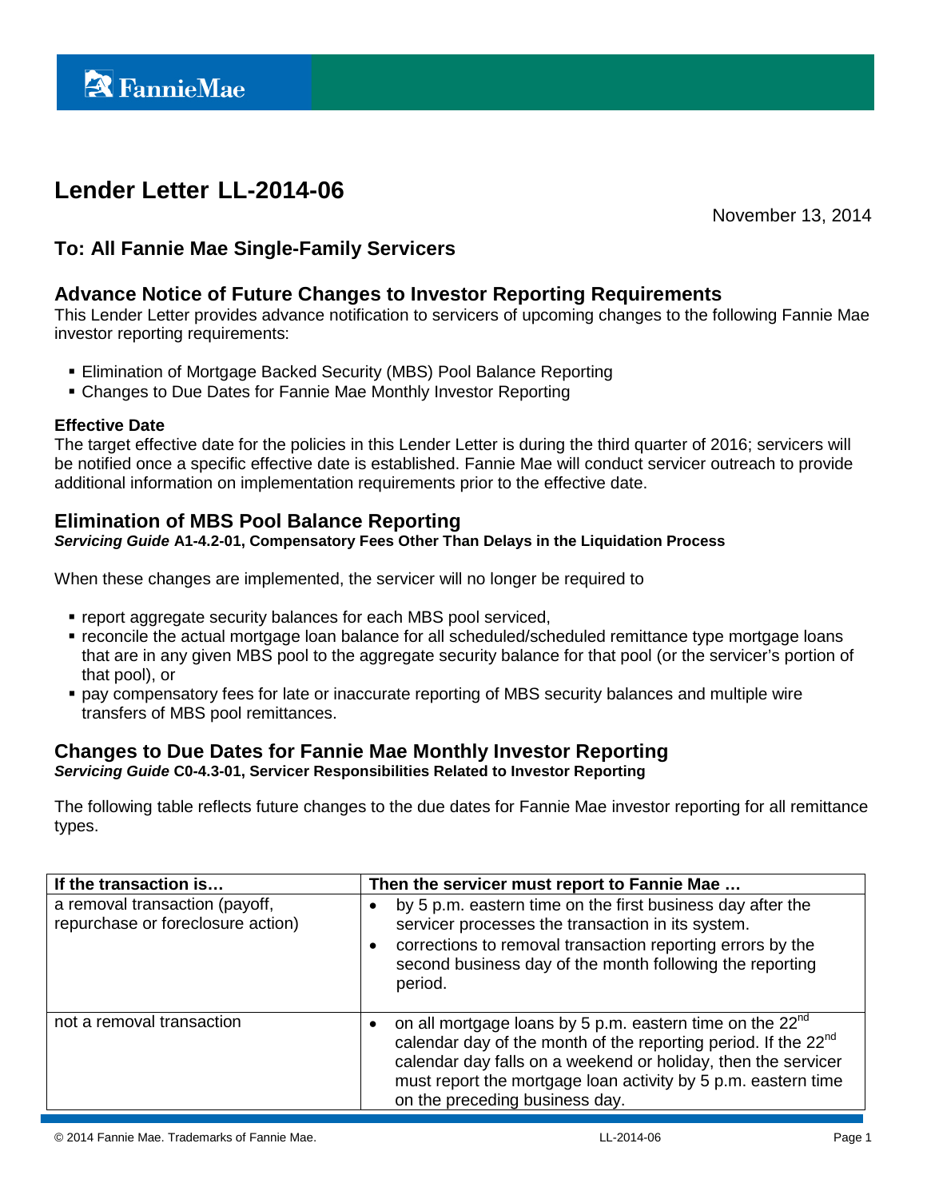FannieMae

# Lender Letter LL-2014-06

November 13, 2014

## To: All Fannie Mae Single-Family Servicers

## Advance Notice of Future Changes to Investor Reporting Requirements

This Lender Letter provides advance notification to servicers of upcoming changes to the following Fannie Mae investor reporting requirements:

- Elimination of Mortgage Backed Security (MBS) Pool Balance Reporting
- Changes to Due Dates for Fannie Mae Monthly Investor Reporting

### Effective Date

The target effective date for the policies in this Lender Letter is during the third quarter of 2016; servicers will be notified once a specific effective date is established. Fannie Mae will conduct servicer outreach to provide additional information on implementation requirements prior to the effective date.

## Elimination of MBS Pool Balance Reporting

***Servicing Guide* A1-4.2-01, Compensatory Fees Other Than Delays in the Liquidation Process**

When these changes are implemented, the servicer will no longer be required to

- report aggregate security balances for each MBS pool serviced,
- reconcile the actual mortgage loan balance for all scheduled/scheduled remittance type mortgage loans that are in any given MBS pool to the aggregate security balance for that pool (or the servicer's portion of that pool), or
- pay compensatory fees for late or inaccurate reporting of MBS security balances and multiple wire transfers of MBS pool remittances.

## Changes to Due Dates for Fannie Mae Monthly Investor Reporting

***Servicing Guide* C0-4.3-01, Servicer Responsibilities Related to Investor Reporting**

The following table reflects future changes to the due dates for Fannie Mae investor reporting for all remittance types.

| If the transaction is… | Then the servicer must report to Fannie Mae … |
|---|---|
| a removal transaction (payoff, repurchase or foreclosure action) | • by 5 p.m. eastern time on the first business day after the servicer processes the transaction in its system.<br>• corrections to removal transaction reporting errors by the second business day of the month following the reporting period. |
| not a removal transaction | • on all mortgage loans by 5 p.m. eastern time on the 22nd calendar day of the month of the reporting period. If the 22nd calendar day falls on a weekend or holiday, then the servicer must report the mortgage loan activity by 5 p.m. eastern time on the preceding business day. |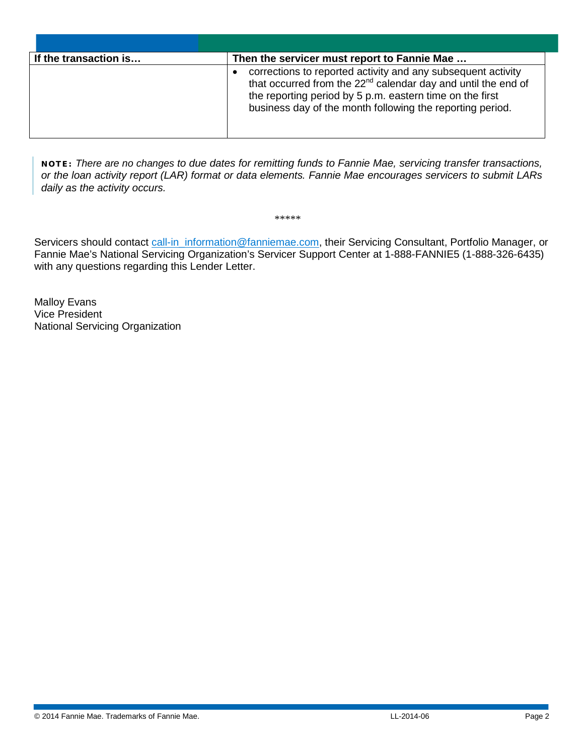| If the transaction is… | Then the servicer must report to Fannie Mae … |
| --- | --- |
| | • corrections to reported activity and any subsequent activity that occurred from the 22nd calendar day and until the end of the reporting period by 5 p.m. eastern time on the first business day of the month following the reporting period. |

**NOTE:** *There are no changes to due dates for remitting funds to Fannie Mae, servicing transfer transactions, or the loan activity report (LAR) format or data elements. Fannie Mae encourages servicers to submit LARs daily as the activity occurs.*

\*\*\*\*\*

Servicers should contact call-in_information@fanniemae.com, their Servicing Consultant, Portfolio Manager, or Fannie Mae's National Servicing Organization's Servicer Support Center at 1-888-FANNIE5 (1-888-326-6435) with any questions regarding this Lender Letter.

Malloy Evans
Vice President
National Servicing Organization

© 2014 Fannie Mae. Trademarks of Fannie Mae.